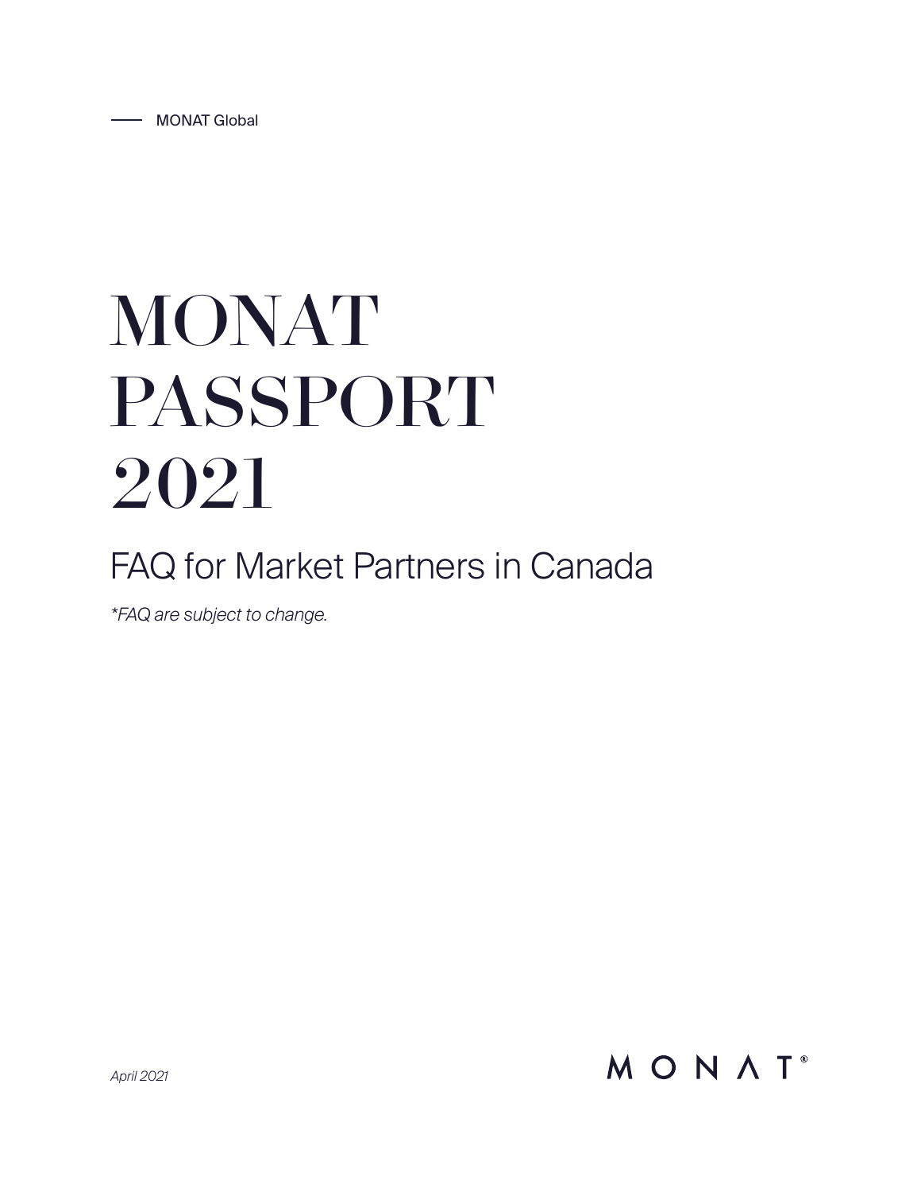MONAT Global

# MONAT PASSPORT 2021

## FAQ for Market Partners in Canada

*\*FAQ are subject to change.*

*April 2021*

MONAT®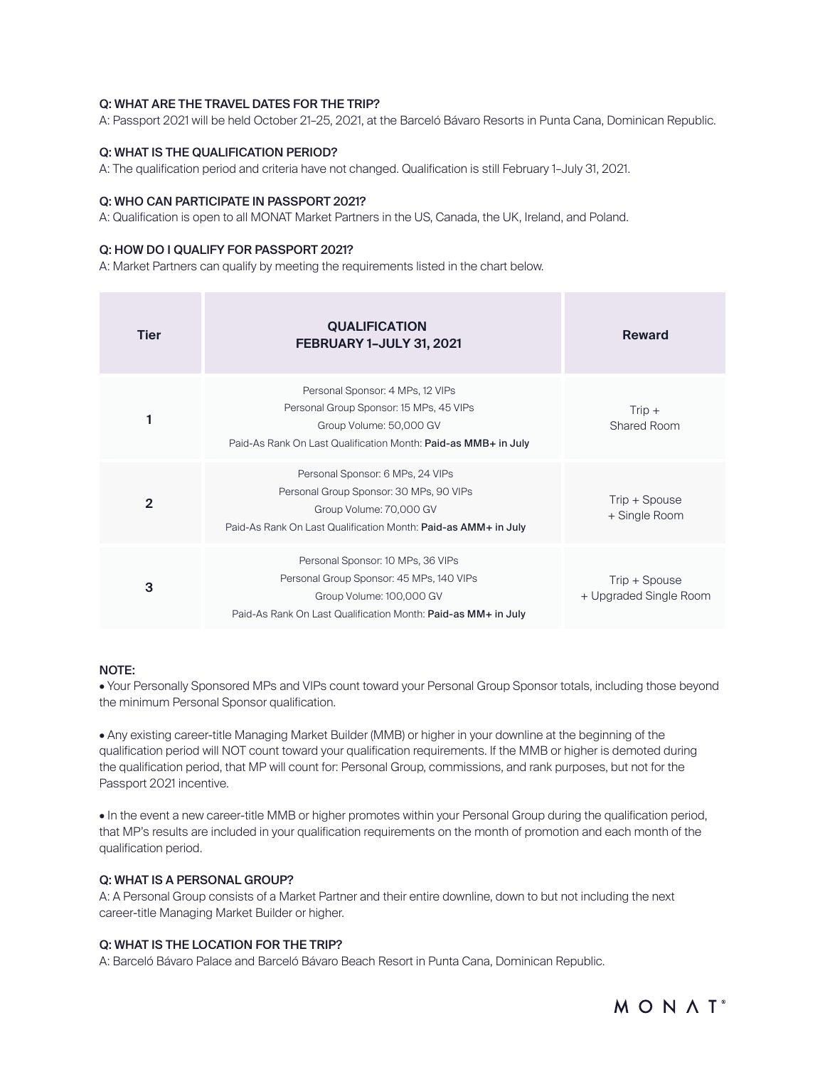**Q: WHAT ARE THE TRAVEL DATES FOR THE TRIP?**

A: Passport 2021 will be held October 21–25, 2021, at the Barceló Bávaro Resorts in Punta Cana, Dominican Republic.

**Q: WHAT IS THE QUALIFICATION PERIOD?**

A: The qualification period and criteria have not changed. Qualification is still February 1–July 31, 2021.

**Q: WHO CAN PARTICIPATE IN PASSPORT 2021?**

A: Qualification is open to all MONAT Market Partners in the US, Canada, the UK, Ireland, and Poland.

**Q: HOW DO I QUALIFY FOR PASSPORT 2021?**

A: Market Partners can qualify by meeting the requirements listed in the chart below.

| Tier | QUALIFICATION FEBRUARY 1–JULY 31, 2021 | Reward |
|---|---|---|
| 1 | Personal Sponsor: 4 MPs, 12 VIPs<br>Personal Group Sponsor: 15 MPs, 45 VIPs<br>Group Volume: 50,000 GV<br>Paid-As Rank On Last Qualification Month: **Paid-as MMB+ in July** | Trip + Shared Room |
| 2 | Personal Sponsor: 6 MPs, 24 VIPs<br>Personal Group Sponsor: 30 MPs, 90 VIPs<br>Group Volume: 70,000 GV<br>Paid-As Rank On Last Qualification Month: **Paid-as AMM+ in July** | Trip + Spouse + Single Room |
| 3 | Personal Sponsor: 10 MPs, 36 VIPs<br>Personal Group Sponsor: 45 MPs, 140 VIPs<br>Group Volume: 100,000 GV<br>Paid-As Rank On Last Qualification Month: **Paid-as MM+ in July** | Trip + Spouse + Upgraded Single Room |

**NOTE:**

- Your Personally Sponsored MPs and VIPs count toward your Personal Group Sponsor totals, including those beyond the minimum Personal Sponsor qualification.

- Any existing career-title Managing Market Builder (MMB) or higher in your downline at the beginning of the qualification period will NOT count toward your qualification requirements. If the MMB or higher is demoted during the qualification period, that MP will count for: Personal Group, commissions, and rank purposes, but not for the Passport 2021 incentive.

- In the event a new career-title MMB or higher promotes within your Personal Group during the qualification period, that MP's results are included in your qualification requirements on the month of promotion and each month of the qualification period.

**Q: WHAT IS A PERSONAL GROUP?**

A: A Personal Group consists of a Market Partner and their entire downline, down to but not including the next career-title Managing Market Builder or higher.

**Q: WHAT IS THE LOCATION FOR THE TRIP?**

A: Barceló Bávaro Palace and Barceló Bávaro Beach Resort in Punta Cana, Dominican Republic.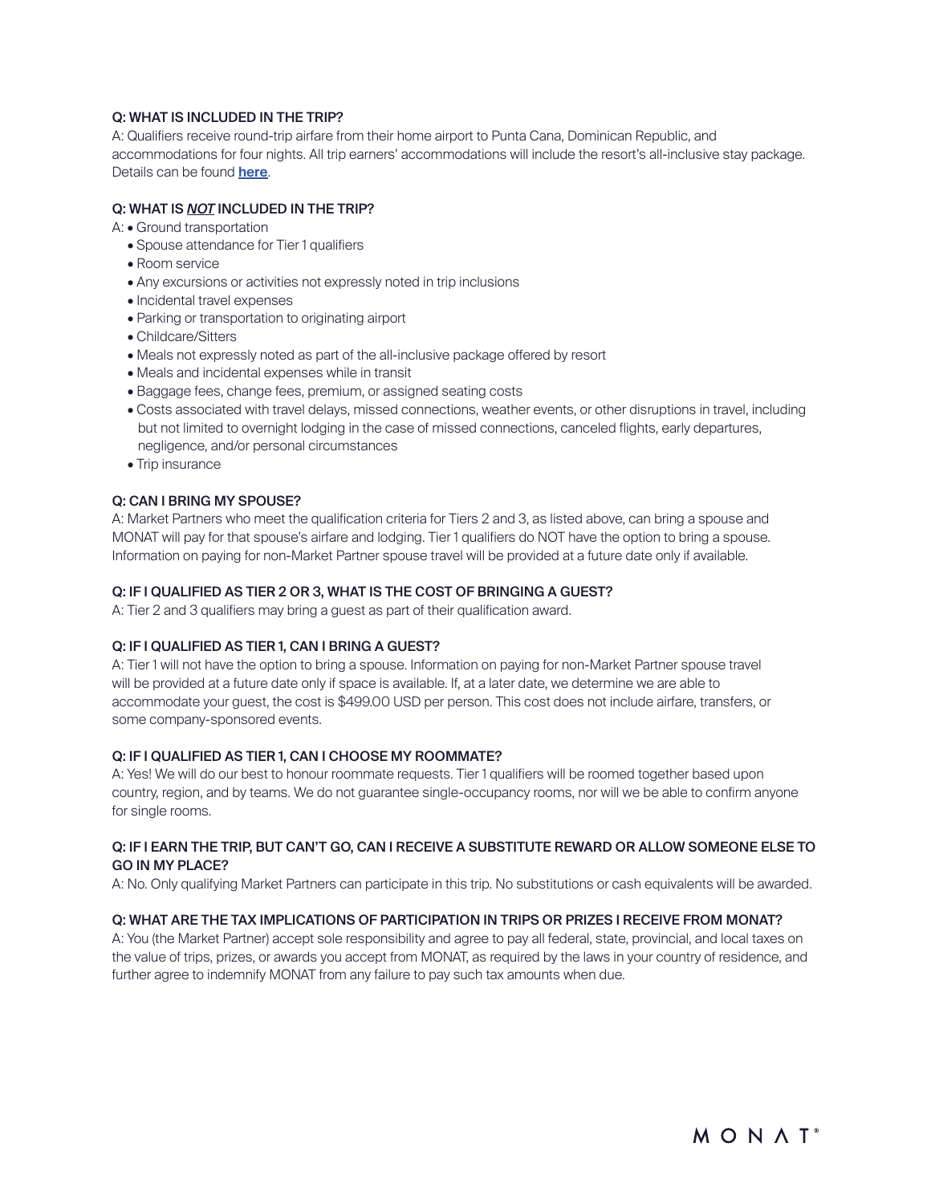### Q: WHAT IS INCLUDED IN THE TRIP?

A: Qualifiers receive round-trip airfare from their home airport to Punta Cana, Dominican Republic, and accommodations for four nights. All trip earners' accommodations will include the resort's all-inclusive stay package. Details can be found **here**.

### Q: WHAT IS ***NOT*** INCLUDED IN THE TRIP?

A:
- Ground transportation
- Spouse attendance for Tier 1 qualifiers
- Room service
- Any excursions or activities not expressly noted in trip inclusions
- Incidental travel expenses
- Parking or transportation to originating airport
- Childcare/Sitters
- Meals not expressly noted as part of the all-inclusive package offered by resort
- Meals and incidental expenses while in transit
- Baggage fees, change fees, premium, or assigned seating costs
- Costs associated with travel delays, missed connections, weather events, or other disruptions in travel, including but not limited to overnight lodging in the case of missed connections, canceled flights, early departures, negligence, and/or personal circumstances
- Trip insurance

### Q: CAN I BRING MY SPOUSE?

A: Market Partners who meet the qualification criteria for Tiers 2 and 3, as listed above, can bring a spouse and MONAT will pay for that spouse's airfare and lodging. Tier 1 qualifiers do NOT have the option to bring a spouse. Information on paying for non-Market Partner spouse travel will be provided at a future date only if available.

### Q: IF I QUALIFIED AS TIER 2 OR 3, WHAT IS THE COST OF BRINGING A GUEST?

A: Tier 2 and 3 qualifiers may bring a guest as part of their qualification award.

### Q: IF I QUALIFIED AS TIER 1, CAN I BRING A GUEST?

A: Tier 1 will not have the option to bring a spouse. Information on paying for non-Market Partner spouse travel will be provided at a future date only if space is available. If, at a later date, we determine we are able to accommodate your guest, the cost is $499.00 USD per person. This cost does not include airfare, transfers, or some company-sponsored events.

### Q: IF I QUALIFIED AS TIER 1, CAN I CHOOSE MY ROOMMATE?

A: Yes! We will do our best to honour roommate requests. Tier 1 qualifiers will be roomed together based upon country, region, and by teams. We do not guarantee single-occupancy rooms, nor will we be able to confirm anyone for single rooms.

### Q: IF I EARN THE TRIP, BUT CAN'T GO, CAN I RECEIVE A SUBSTITUTE REWARD OR ALLOW SOMEONE ELSE TO GO IN MY PLACE?

A: No. Only qualifying Market Partners can participate in this trip. No substitutions or cash equivalents will be awarded.

### Q: WHAT ARE THE TAX IMPLICATIONS OF PARTICIPATION IN TRIPS OR PRIZES I RECEIVE FROM MONAT?

A: You (the Market Partner) accept sole responsibility and agree to pay all federal, state, provincial, and local taxes on the value of trips, prizes, or awards you accept from MONAT, as required by the laws in your country of residence, and further agree to indemnify MONAT from any failure to pay such tax amounts when due.